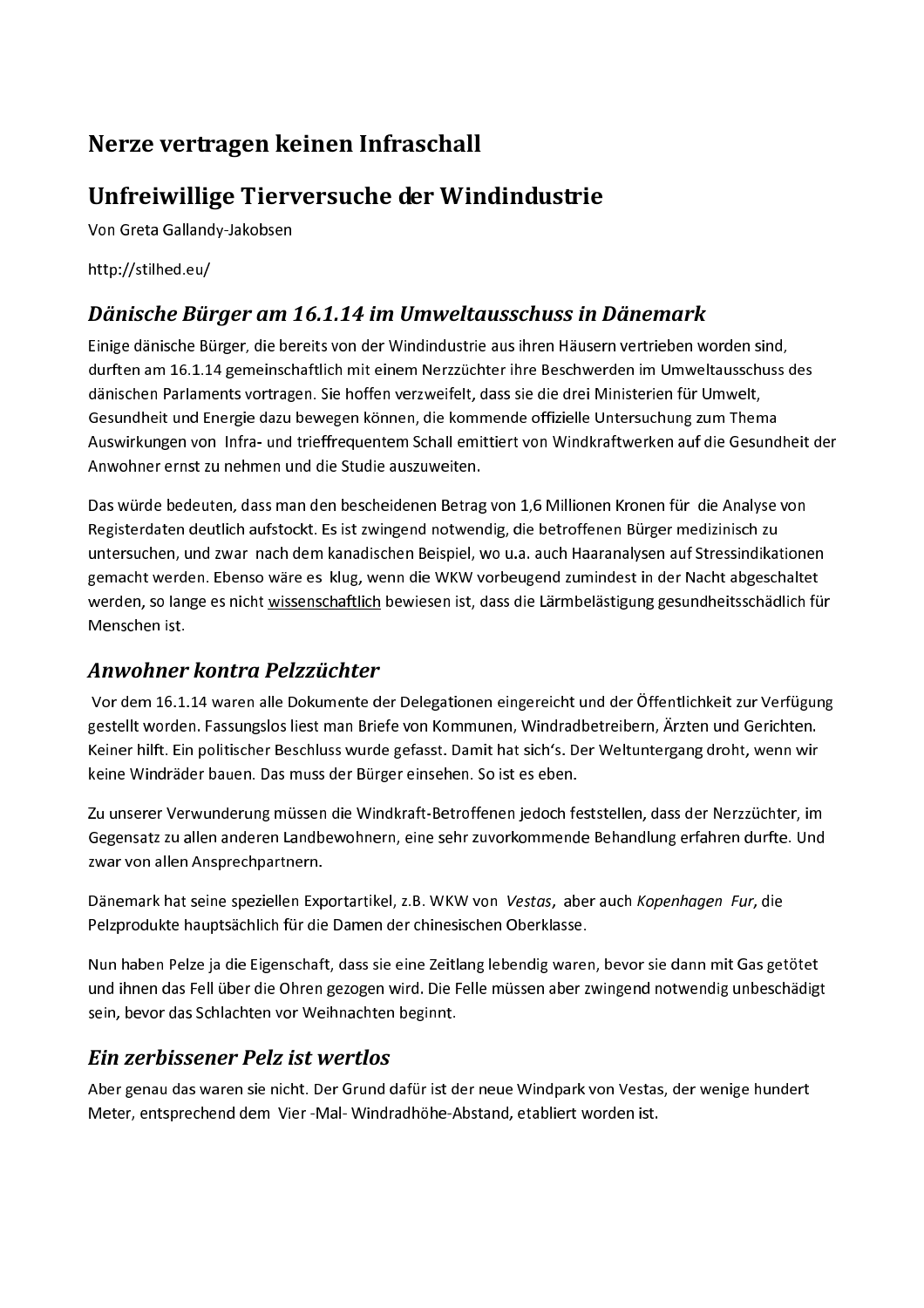# Nerze vertragen keinen Infraschall

# Unfreiwillige Tierversuche der Windindustrie

Von Greta Gallandy-Jakobsen

http://stilhed.eu/

## *Dänische Bürger am 16.1.14 im Umweltausschuss in Dänemark*

Einige dänische Bürger, die bereits von der Windindustrie aus ihren Häusern vertrieben worden sind, durften am 16.1.14 gemeinschaftlich mit einem Nerzzüchter ihre Beschwerden im Umweltausschuss des dänischen Parlaments vortragen. Sie hoffen verzweifelt, dass sie die drei Ministerien für Umwelt, Gesundheit und Energie dazu bewegen können, die kommende offizielle Untersuchung zum Thema Auswirkungen von Infra- und trieffrequentem Schall emittiert von Windkraftwerken auf die Gesundheit der Anwohner ernst zu nehmen und die Studie auszuweiten.

Das würde bedeuten, dass man den bescheidenen Betrag von 1,6 Millionen Kronen für die Analyse von Registerdaten deutlich aufstockt. Es ist zwingend notwendig, die betroffenen Bürger medizinisch zu untersuchen, und zwar nach dem kanadischen Beispiel, wo u.a. auch Haaranalysen auf Stressindikationen gemacht werden. Ebenso wäre es klug, wenn die WKW vorbeugend zumindest in der Nacht abgeschaltet werden, so lange es nicht <u>wissenschaftlich</u> bewiesen ist, dass die Lärmbelästigung gesundheitsschädlich für Menschen ist.

## *Anwohner kontra Pelzzüchter*

Vor dem 16.1.14 waren alle Dokumente der Delegationen eingereicht und der Öffentlichkeit zur Verfügung gestellt worden. Fassungslos liest man Briefe von Kommunen, Windradbetreibern, Ärzten und Gerichten. Keiner hilft. Ein politischer Beschluss wurde gefasst. Damit hat sich's. Der Weltuntergang droht, wenn wir keine Windräder bauen. Das muss der Bürger einsehen. So ist es eben.

Zu unserer Verwunderung müssen die Windkraft-Betroffenen jedoch feststellen, dass der Nerzzüchter, im Gegensatz zu allen anderen Landbewohnern, eine sehr zuvorkommende Behandlung erfahren durfte. Und zwar von allen Ansprechpartnern.

Dänemark hat seine speziellen Exportartikel, z.B. WKW von *Vestas*, aber auch *Kopenhagen Fur*, die Pelzprodukte hauptsächlich für die Damen der chinesischen Oberklasse.

Nun haben Pelze ja die Eigenschaft, dass sie eine Zeitlang lebendig waren, bevor sie dann mit Gas getötet und ihnen das Fell über die Ohren gezogen wird. Die Felle müssen aber zwingend notwendig unbeschädigt sein, bevor das Schlachten vor Weihnachten beginnt.

## *Ein zerbissener Pelz ist wertlos*

Aber genau das waren sie nicht. Der Grund dafür ist der neue Windpark von Vestas, der wenige hundert Meter, entsprechend dem Vier -Mal- Windradhöhe-Abstand, etabliert worden ist.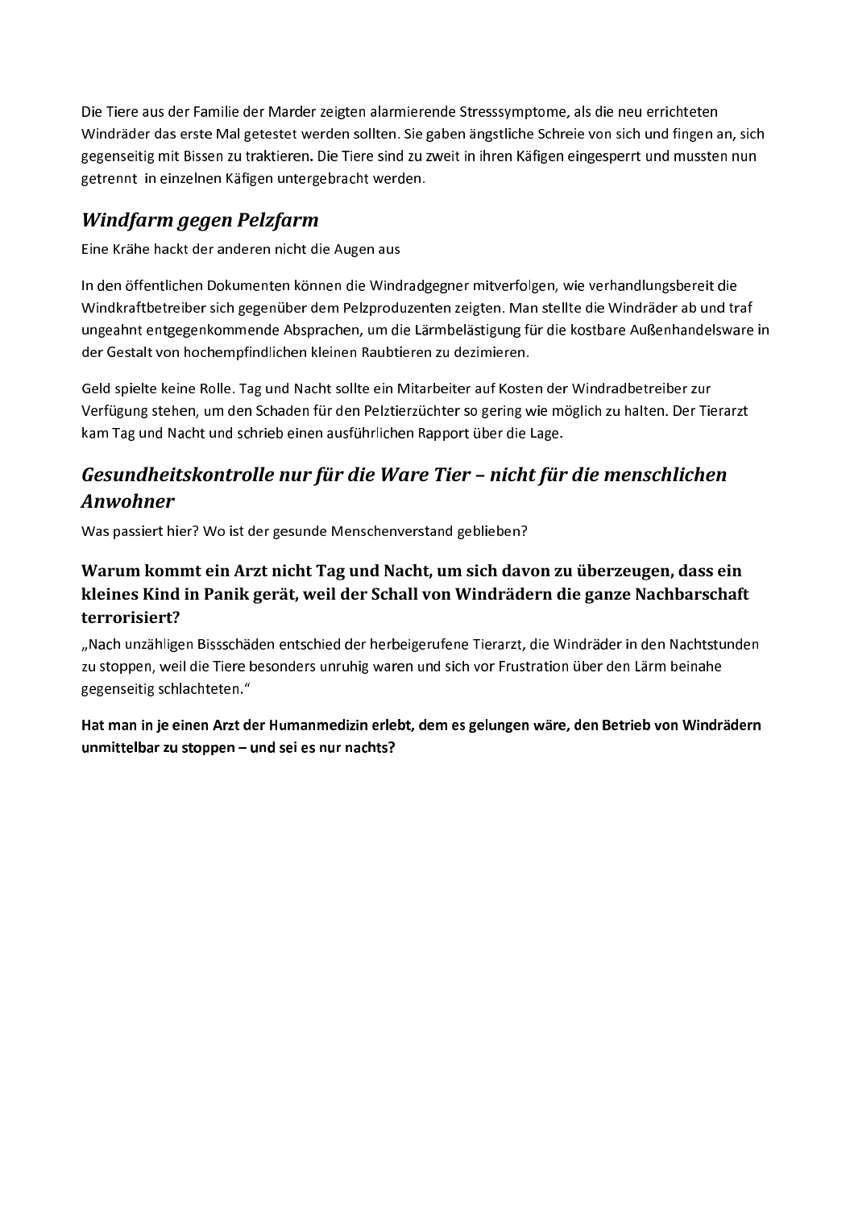Die Tiere aus der Familie der Marder zeigten alarmierende Stresssymptome, als die neu errichteten Windräder das erste Mal getestet werden sollten. Sie gaben ängstliche Schreie von sich und fingen an, sich gegenseitig mit Bissen zu traktieren. Die Tiere sind zu zweit in ihren Käfigen eingesperrt und mussten nun getrennt in einzelnen Käfigen untergebracht werden.

## *Windfarm gegen Pelzfarm*

Eine Krähe hackt der anderen nicht die Augen aus

In den öffentlichen Dokumenten können die Windradgegner mitverfolgen, wie verhandlungsbereit die Windkraftbetreiber sich gegenüber dem Pelzproduzenten zeigten. Man stellte die Windräder ab und traf ungeahnt entgegenkommende Absprachen, um die Lärmbelästigung für die kostbare Außenhandelsware in der Gestalt von hochempfindlichen kleinen Raubtieren zu dezimieren.

Geld spielte keine Rolle. Tag und Nacht sollte ein Mitarbeiter auf Kosten der Windradbetreiber zur Verfügung stehen, um den Schaden für den Pelztierzüchter so gering wie möglich zu halten. Der Tierarzt kam Tag und Nacht und schrieb einen ausführlichen Rapport über die Lage.

## *Gesundheitskontrolle nur für die Ware Tier – nicht für die menschlichen Anwohner*

Was passiert hier? Wo ist der gesunde Menschenverstand geblieben?

### Warum kommt ein Arzt nicht Tag und Nacht, um sich davon zu überzeugen, dass ein kleines Kind in Panik gerät, weil der Schall von Windrädern die ganze Nachbarschaft terrorisiert?

„Nach unzähligen Bissschäden entschied der herbeigerufene Tierarzt, die Windräder in den Nachtstunden zu stoppen, weil die Tiere besonders unruhig waren und sich vor Frustration über den Lärm beinahe gegenseitig schlachteten."

**Hat man in je einen Arzt der Humanmedizin erlebt, dem es gelungen wäre, den Betrieb von Windrädern unmittelbar zu stoppen – und sei es nur nachts?**